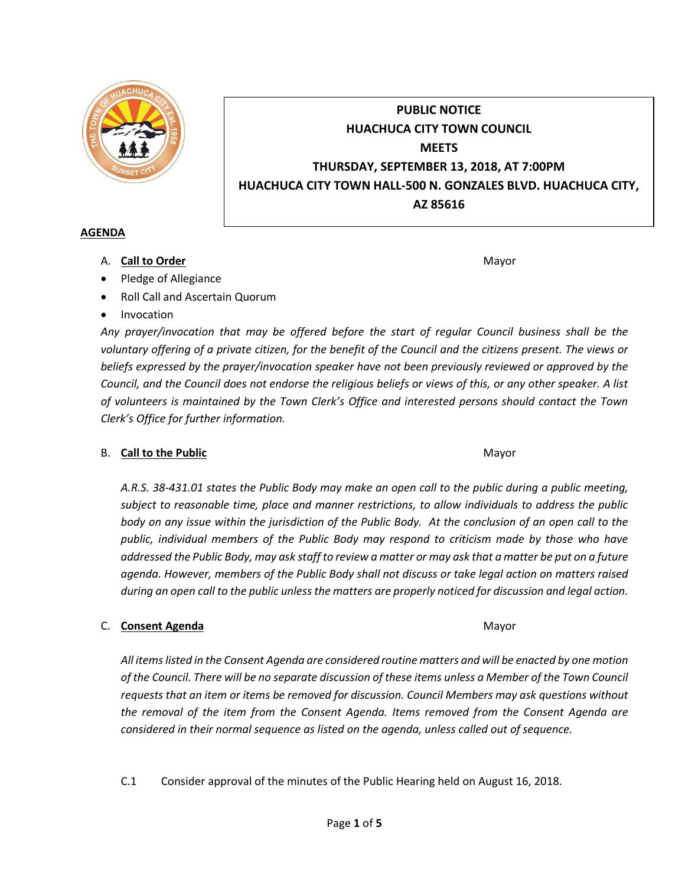**PUBLIC NOTICE**
**HUACHUCA CITY TOWN COUNCIL**
**MEETS**
**THURSDAY, SEPTEMBER 13, 2018, AT 7:00PM**
**HUACHUCA CITY TOWN HALL-500 N. GONZALES BLVD. HUACHUCA CITY, AZ 85616**

## AGENDA

A. **Call to Order** — Mayor

- Pledge of Allegiance
- Roll Call and Ascertain Quorum
- Invocation

*Any prayer/invocation that may be offered before the start of regular Council business shall be the voluntary offering of a private citizen, for the benefit of the Council and the citizens present. The views or beliefs expressed by the prayer/invocation speaker have not been previously reviewed or approved by the Council, and the Council does not endorse the religious beliefs or views of this, or any other speaker. A list of volunteers is maintained by the Town Clerk's Office and interested persons should contact the Town Clerk's Office for further information.*

B. **Call to the Public** — Mayor

*A.R.S. 38-431.01 states the Public Body may make an open call to the public during a public meeting, subject to reasonable time, place and manner restrictions, to allow individuals to address the public body on any issue within the jurisdiction of the Public Body. At the conclusion of an open call to the public, individual members of the Public Body may respond to criticism made by those who have addressed the Public Body, may ask staff to review a matter or may ask that a matter be put on a future agenda. However, members of the Public Body shall not discuss or take legal action on matters raised during an open call to the public unless the matters are properly noticed for discussion and legal action.*

C. **Consent Agenda** — Mayor

*All items listed in the Consent Agenda are considered routine matters and will be enacted by one motion of the Council. There will be no separate discussion of these items unless a Member of the Town Council requests that an item or items be removed for discussion. Council Members may ask questions without the removal of the item from the Consent Agenda. Items removed from the Consent Agenda are considered in their normal sequence as listed on the agenda, unless called out of sequence.*

C.1 Consider approval of the minutes of the Public Hearing held on August 16, 2018.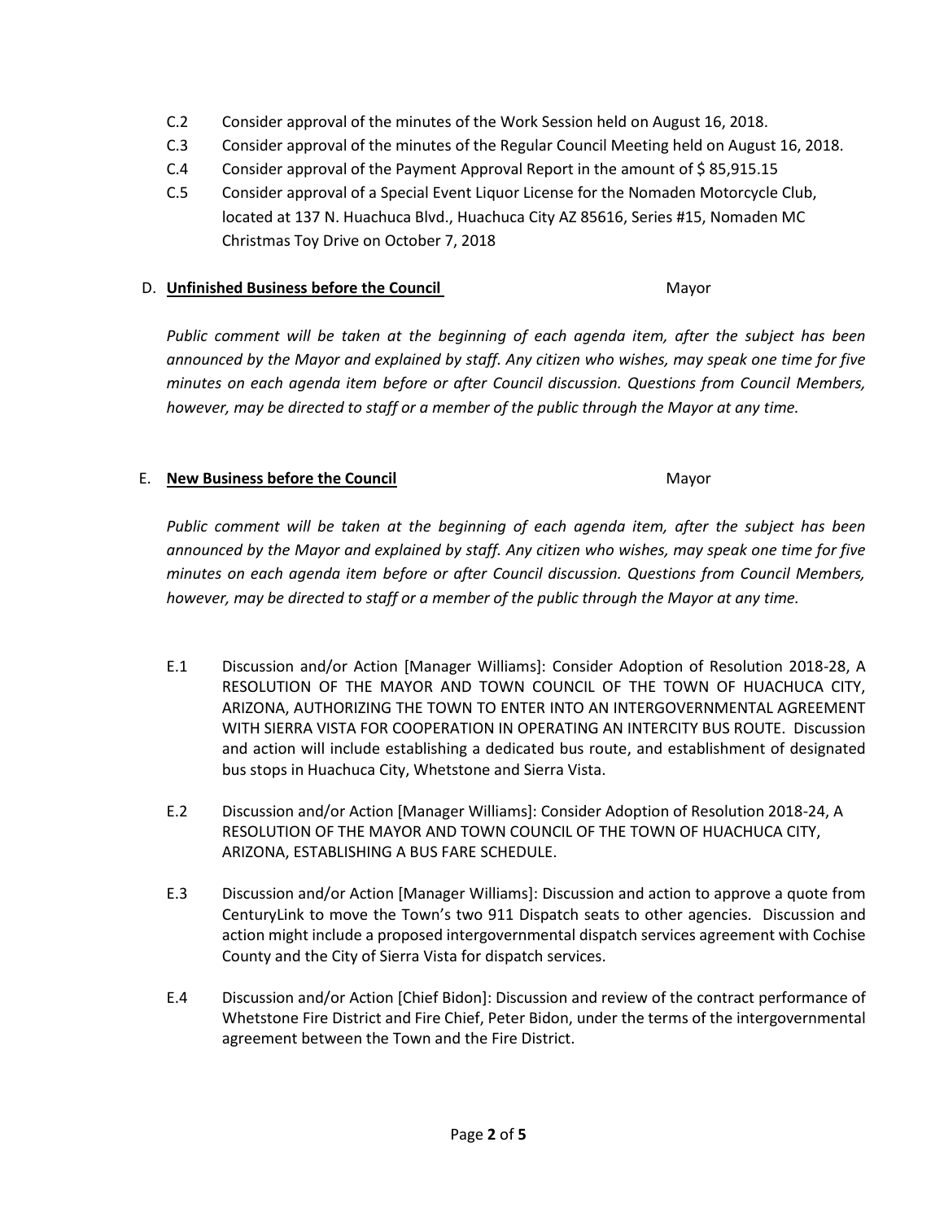- C.2 Consider approval of the minutes of the Work Session held on August 16, 2018.
- C.3 Consider approval of the minutes of the Regular Council Meeting held on August 16, 2018.
- C.4 Consider approval of the Payment Approval Report in the amount of $ 85,915.15
- C.5 Consider approval of a Special Event Liquor License for the Nomaden Motorcycle Club, located at 137 N. Huachuca Blvd., Huachuca City AZ 85616, Series #15, Nomaden MC Christmas Toy Drive on October 7, 2018

## D. **Unfinished Business before the Council** Mayor

*Public comment will be taken at the beginning of each agenda item, after the subject has been announced by the Mayor and explained by staff. Any citizen who wishes, may speak one time for five minutes on each agenda item before or after Council discussion. Questions from Council Members, however, may be directed to staff or a member of the public through the Mayor at any time.*

## E. **New Business before the Council** Mayor

*Public comment will be taken at the beginning of each agenda item, after the subject has been announced by the Mayor and explained by staff. Any citizen who wishes, may speak one time for five minutes on each agenda item before or after Council discussion. Questions from Council Members, however, may be directed to staff or a member of the public through the Mayor at any time.*

- E.1 Discussion and/or Action [Manager Williams]: Consider Adoption of Resolution 2018-28, A RESOLUTION OF THE MAYOR AND TOWN COUNCIL OF THE TOWN OF HUACHUCA CITY, ARIZONA, AUTHORIZING THE TOWN TO ENTER INTO AN INTERGOVERNMENTAL AGREEMENT WITH SIERRA VISTA FOR COOPERATION IN OPERATING AN INTERCITY BUS ROUTE. Discussion and action will include establishing a dedicated bus route, and establishment of designated bus stops in Huachuca City, Whetstone and Sierra Vista.

- E.2 Discussion and/or Action [Manager Williams]: Consider Adoption of Resolution 2018-24, A RESOLUTION OF THE MAYOR AND TOWN COUNCIL OF THE TOWN OF HUACHUCA CITY, ARIZONA, ESTABLISHING A BUS FARE SCHEDULE.

- E.3 Discussion and/or Action [Manager Williams]: Discussion and action to approve a quote from CenturyLink to move the Town's two 911 Dispatch seats to other agencies. Discussion and action might include a proposed intergovernmental dispatch services agreement with Cochise County and the City of Sierra Vista for dispatch services.

- E.4 Discussion and/or Action [Chief Bidon]: Discussion and review of the contract performance of Whetstone Fire District and Fire Chief, Peter Bidon, under the terms of the intergovernmental agreement between the Town and the Fire District.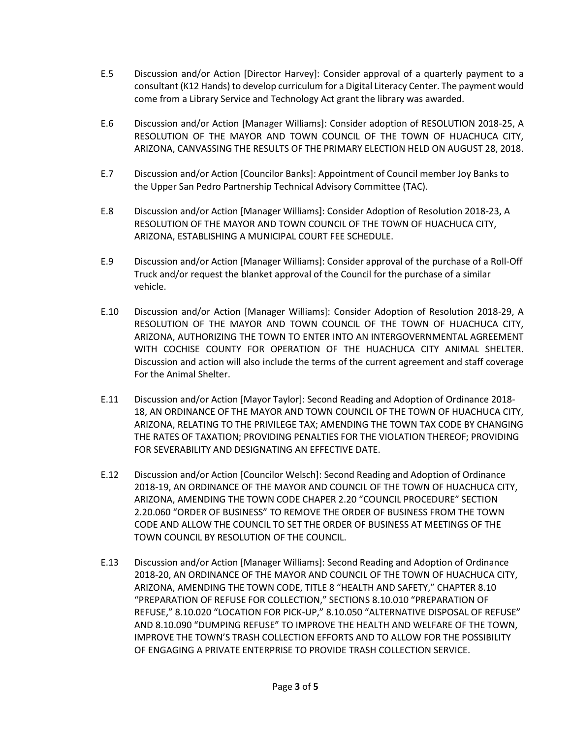E.5 Discussion and/or Action [Director Harvey]: Consider approval of a quarterly payment to a consultant (K12 Hands) to develop curriculum for a Digital Literacy Center. The payment would come from a Library Service and Technology Act grant the library was awarded.

E.6 Discussion and/or Action [Manager Williams]: Consider adoption of RESOLUTION 2018-25, A RESOLUTION OF THE MAYOR AND TOWN COUNCIL OF THE TOWN OF HUACHUCA CITY, ARIZONA, CANVASSING THE RESULTS OF THE PRIMARY ELECTION HELD ON AUGUST 28, 2018.

E.7 Discussion and/or Action [Councilor Banks]: Appointment of Council member Joy Banks to the Upper San Pedro Partnership Technical Advisory Committee (TAC).

E.8 Discussion and/or Action [Manager Williams]: Consider Adoption of Resolution 2018-23, A RESOLUTION OF THE MAYOR AND TOWN COUNCIL OF THE TOWN OF HUACHUCA CITY, ARIZONA, ESTABLISHING A MUNICIPAL COURT FEE SCHEDULE.

E.9 Discussion and/or Action [Manager Williams]: Consider approval of the purchase of a Roll-Off Truck and/or request the blanket approval of the Council for the purchase of a similar vehicle.

E.10 Discussion and/or Action [Manager Williams]: Consider Adoption of Resolution 2018-29, A RESOLUTION OF THE MAYOR AND TOWN COUNCIL OF THE TOWN OF HUACHUCA CITY, ARIZONA, AUTHORIZING THE TOWN TO ENTER INTO AN INTERGOVERNMENTAL AGREEMENT WITH COCHISE COUNTY FOR OPERATION OF THE HUACHUCA CITY ANIMAL SHELTER. Discussion and action will also include the terms of the current agreement and staff coverage For the Animal Shelter.

E.11 Discussion and/or Action [Mayor Taylor]: Second Reading and Adoption of Ordinance 2018-18, AN ORDINANCE OF THE MAYOR AND TOWN COUNCIL OF THE TOWN OF HUACHUCA CITY, ARIZONA, RELATING TO THE PRIVILEGE TAX; AMENDING THE TOWN TAX CODE BY CHANGING THE RATES OF TAXATION; PROVIDING PENALTIES FOR THE VIOLATION THEREOF; PROVIDING FOR SEVERABILITY AND DESIGNATING AN EFFECTIVE DATE.

E.12 Discussion and/or Action [Councilor Welsch]: Second Reading and Adoption of Ordinance 2018-19, AN ORDINANCE OF THE MAYOR AND COUNCIL OF THE TOWN OF HUACHUCA CITY, ARIZONA, AMENDING THE TOWN CODE CHAPER 2.20 "COUNCIL PROCEDURE" SECTION 2.20.060 "ORDER OF BUSINESS" TO REMOVE THE ORDER OF BUSINESS FROM THE TOWN CODE AND ALLOW THE COUNCIL TO SET THE ORDER OF BUSINESS AT MEETINGS OF THE TOWN COUNCIL BY RESOLUTION OF THE COUNCIL.

E.13 Discussion and/or Action [Manager Williams]: Second Reading and Adoption of Ordinance 2018-20, AN ORDINANCE OF THE MAYOR AND COUNCIL OF THE TOWN OF HUACHUCA CITY, ARIZONA, AMENDING THE TOWN CODE, TITLE 8 "HEALTH AND SAFETY," CHAPTER 8.10 "PREPARATION OF REFUSE FOR COLLECTION," SECTIONS 8.10.010 "PREPARATION OF REFUSE," 8.10.020 "LOCATION FOR PICK-UP," 8.10.050 "ALTERNATIVE DISPOSAL OF REFUSE" AND 8.10.090 "DUMPING REFUSE" TO IMPROVE THE HEALTH AND WELFARE OF THE TOWN, IMPROVE THE TOWN'S TRASH COLLECTION EFFORTS AND TO ALLOW FOR THE POSSIBILITY OF ENGAGING A PRIVATE ENTERPRISE TO PROVIDE TRASH COLLECTION SERVICE.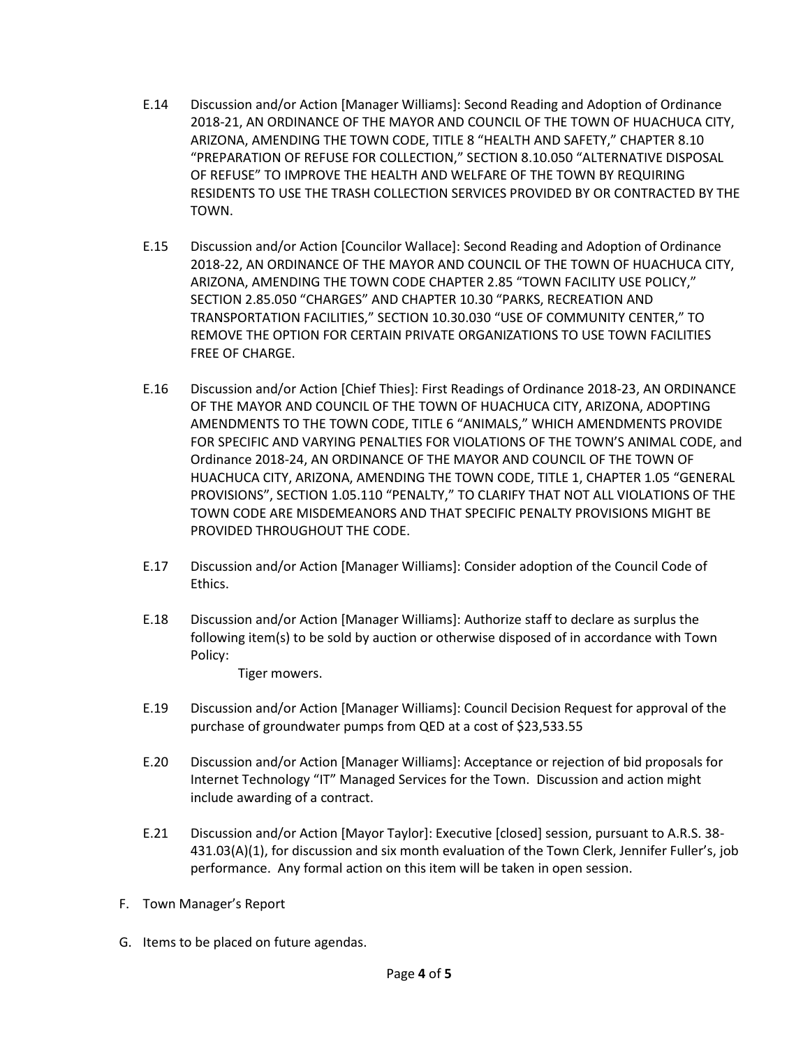E.14 Discussion and/or Action [Manager Williams]: Second Reading and Adoption of Ordinance 2018-21, AN ORDINANCE OF THE MAYOR AND COUNCIL OF THE TOWN OF HUACHUCA CITY, ARIZONA, AMENDING THE TOWN CODE, TITLE 8 "HEALTH AND SAFETY," CHAPTER 8.10 "PREPARATION OF REFUSE FOR COLLECTION," SECTION 8.10.050 "ALTERNATIVE DISPOSAL OF REFUSE" TO IMPROVE THE HEALTH AND WELFARE OF THE TOWN BY REQUIRING RESIDENTS TO USE THE TRASH COLLECTION SERVICES PROVIDED BY OR CONTRACTED BY THE TOWN.

E.15 Discussion and/or Action [Councilor Wallace]: Second Reading and Adoption of Ordinance 2018-22, AN ORDINANCE OF THE MAYOR AND COUNCIL OF THE TOWN OF HUACHUCA CITY, ARIZONA, AMENDING THE TOWN CODE CHAPTER 2.85 "TOWN FACILITY USE POLICY," SECTION 2.85.050 "CHARGES" AND CHAPTER 10.30 "PARKS, RECREATION AND TRANSPORTATION FACILITIES," SECTION 10.30.030 "USE OF COMMUNITY CENTER," TO REMOVE THE OPTION FOR CERTAIN PRIVATE ORGANIZATIONS TO USE TOWN FACILITIES FREE OF CHARGE.

E.16 Discussion and/or Action [Chief Thies]: First Readings of Ordinance 2018-23, AN ORDINANCE OF THE MAYOR AND COUNCIL OF THE TOWN OF HUACHUCA CITY, ARIZONA, ADOPTING AMENDMENTS TO THE TOWN CODE, TITLE 6 "ANIMALS," WHICH AMENDMENTS PROVIDE FOR SPECIFIC AND VARYING PENALTIES FOR VIOLATIONS OF THE TOWN'S ANIMAL CODE, and Ordinance 2018-24, AN ORDINANCE OF THE MAYOR AND COUNCIL OF THE TOWN OF HUACHUCA CITY, ARIZONA, AMENDING THE TOWN CODE, TITLE 1, CHAPTER 1.05 "GENERAL PROVISIONS", SECTION 1.05.110 "PENALTY," TO CLARIFY THAT NOT ALL VIOLATIONS OF THE TOWN CODE ARE MISDEMEANORS AND THAT SPECIFIC PENALTY PROVISIONS MIGHT BE PROVIDED THROUGHOUT THE CODE.

E.17 Discussion and/or Action [Manager Williams]: Consider adoption of the Council Code of Ethics.

E.18 Discussion and/or Action [Manager Williams]: Authorize staff to declare as surplus the following item(s) to be sold by auction or otherwise disposed of in accordance with Town Policy:

Tiger mowers.

E.19 Discussion and/or Action [Manager Williams]: Council Decision Request for approval of the purchase of groundwater pumps from QED at a cost of $23,533.55

E.20 Discussion and/or Action [Manager Williams]: Acceptance or rejection of bid proposals for Internet Technology "IT" Managed Services for the Town. Discussion and action might include awarding of a contract.

E.21 Discussion and/or Action [Mayor Taylor]: Executive [closed] session, pursuant to A.R.S. 38-431.03(A)(1), for discussion and six month evaluation of the Town Clerk, Jennifer Fuller's, job performance. Any formal action on this item will be taken in open session.

F. Town Manager's Report

G. Items to be placed on future agendas.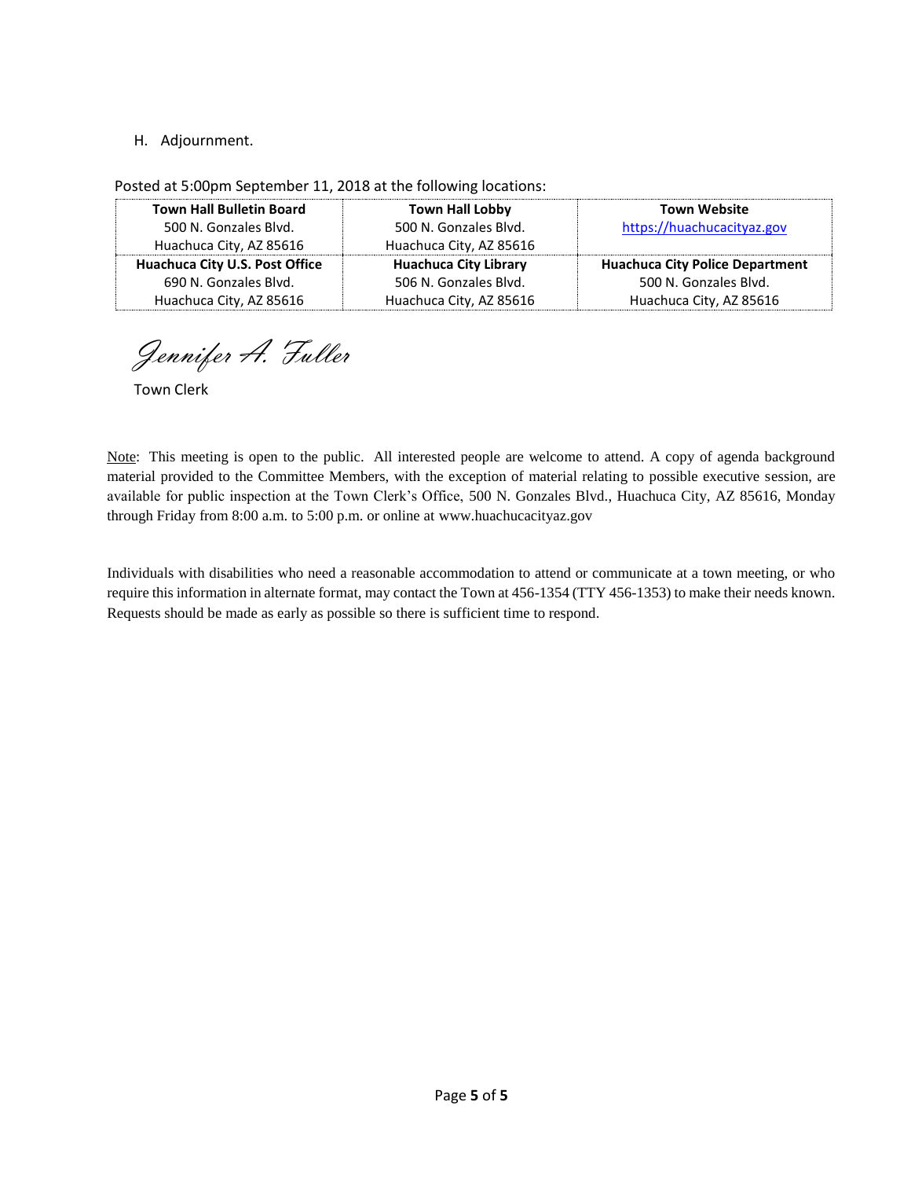H. Adjournment.

Posted at 5:00pm September 11, 2018 at the following locations:

| | | |
|---|---|---|
| **Town Hall Bulletin Board**<br>500 N. Gonzales Blvd.<br>Huachuca City, AZ 85616 | **Town Hall Lobby**<br>500 N. Gonzales Blvd.<br>Huachuca City, AZ 85616 | **Town Website**<br>https://huachucacityaz.gov |
| **Huachuca City U.S. Post Office**<br>690 N. Gonzales Blvd.<br>Huachuca City, AZ 85616 | **Huachuca City Library**<br>506 N. Gonzales Blvd.<br>Huachuca City, AZ 85616 | **Huachuca City Police Department**<br>500 N. Gonzales Blvd.<br>Huachuca City, AZ 85616 |

*Jennifer A. Fuller*

Town Clerk

Note: This meeting is open to the public. All interested people are welcome to attend. A copy of agenda background material provided to the Committee Members, with the exception of material relating to possible executive session, are available for public inspection at the Town Clerk's Office, 500 N. Gonzales Blvd., Huachuca City, AZ 85616, Monday through Friday from 8:00 a.m. to 5:00 p.m. or online at www.huachucacityaz.gov

Individuals with disabilities who need a reasonable accommodation to attend or communicate at a town meeting, or who require this information in alternate format, may contact the Town at 456-1354 (TTY 456-1353) to make their needs known. Requests should be made as early as possible so there is sufficient time to respond.